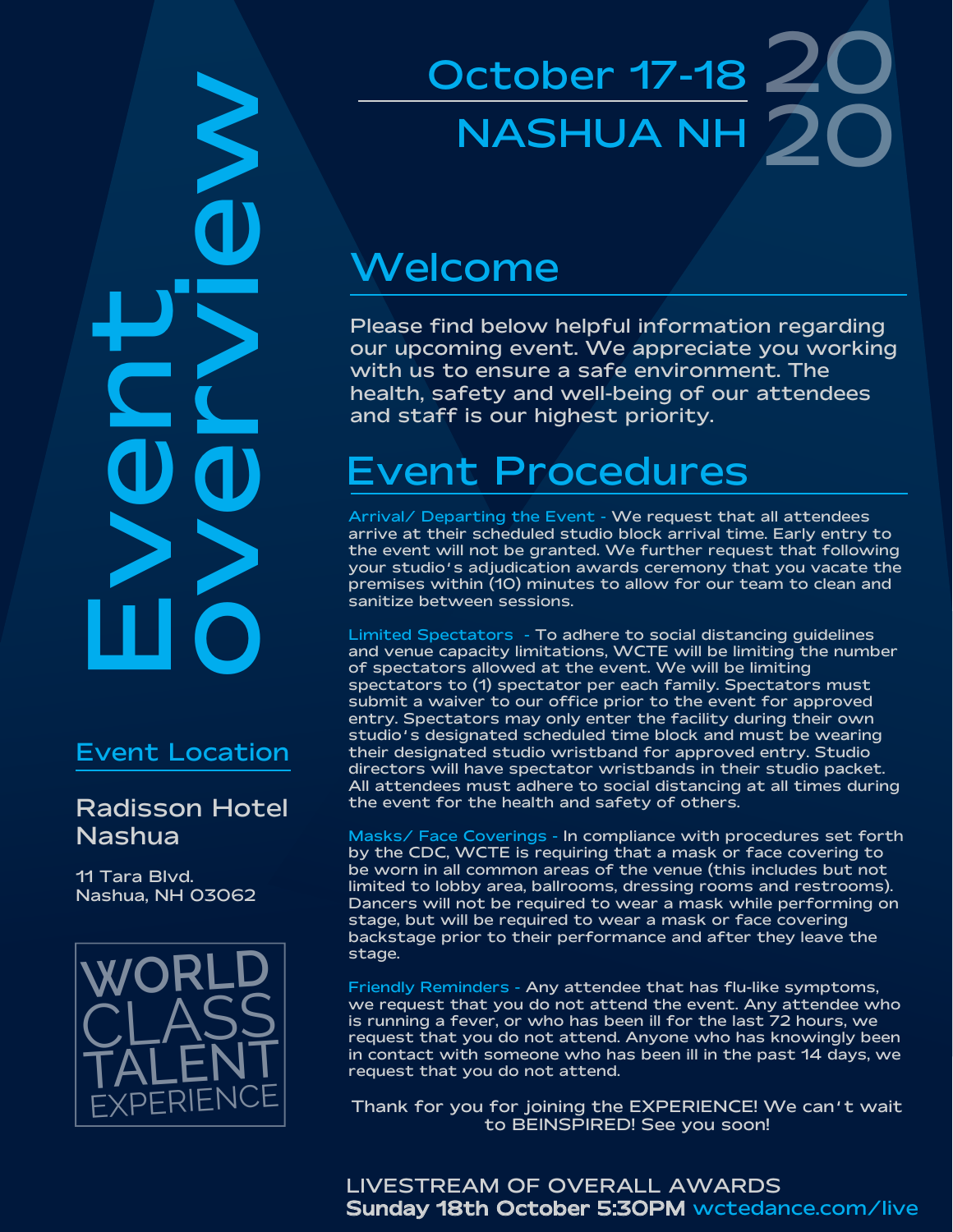# Event overview

October 17-18 2020
NASHUA NH

## Event Location

**Radisson Hotel Nashua**

11 Tara Blvd.
Nashua, NH 03062

WORLD CLASS TALENT EXPERIENCE

## Welcome

Please find below helpful information regarding our upcoming event. We appreciate you working with us to ensure a safe environment. The health, safety and well-being of our attendees and staff is our highest priority.

## Event Procedures

**Arrival/ Departing the Event -** We request that all attendees arrive at their scheduled studio block arrival time. Early entry to the event will not be granted. We further request that following your studio's adjudication awards ceremony that you vacate the premises within (10) minutes to allow for our team to clean and sanitize between sessions.

**Limited Spectators -** To adhere to social distancing guidelines and venue capacity limitations, WCTE will be limiting the number of spectators allowed at the event. We will be limiting spectators to (1) spectator per each family. Spectators must submit a waiver to our office prior to the event for approved entry. Spectators may only enter the facility during their own studio's designated scheduled time block and must be wearing their designated studio wristband for approved entry. Studio directors will have spectator wristbands in their studio packet. All attendees must adhere to social distancing at all times during the event for the health and safety of others.

**Masks/ Face Coverings -** In compliance with procedures set forth by the CDC, WCTE is requiring that a mask or face covering to be worn in all common areas of the venue (this includes but not limited to lobby area, ballrooms, dressing rooms and restrooms). Dancers will not be required to wear a mask while performing on stage, but will be required to wear a mask or face covering backstage prior to their performance and after they leave the stage.

**Friendly Reminders -** Any attendee that has flu-like symptoms, we request that you do not attend the event. Any attendee who is running a fever, or who has been ill for the last 72 hours, we request that you do not attend. Anyone who has knowingly been in contact with someone who has been ill in the past 14 days, we request that you do not attend.

Thank for you for joining the EXPERIENCE! We can't wait to BEINSPIRED! See you soon!

LIVESTREAM OF OVERALL AWARDS
**Sunday 18th October 5:30PM** wctedance.com/live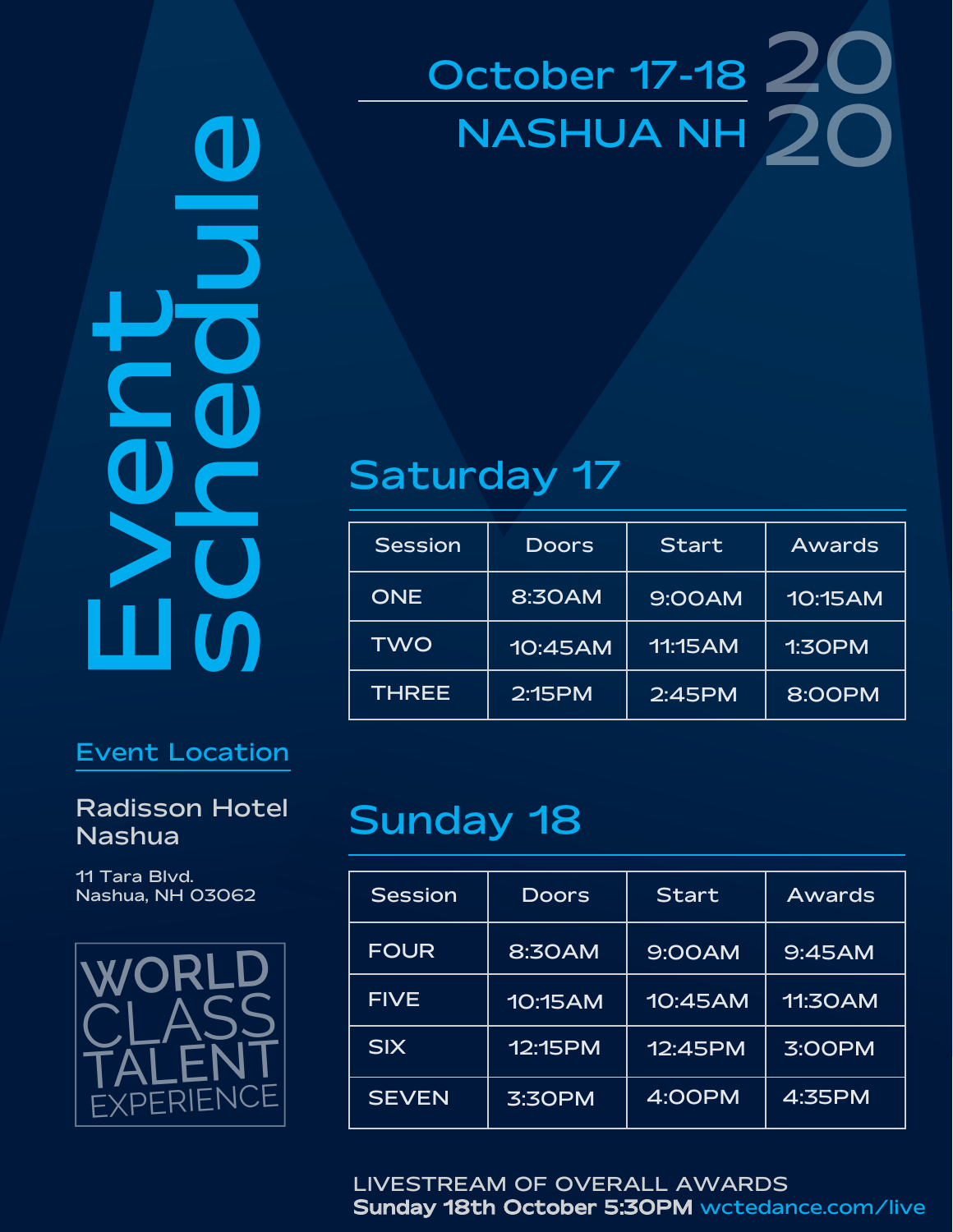# Event Schedule

October 17-18

NASHUA NH

2020

## Saturday 17

| Session | Doors | Start | Awards |
|---|---|---|---|
| ONE | 8:30AM | 9:00AM | 10:15AM |
| TWO | 10:45AM | 11:15AM | 1:30PM |
| THREE | 2:15PM | 2:45PM | 8:00PM |

## Sunday 18

| Session | Doors | Start | Awards |
|---|---|---|---|
| FOUR | 8:30AM | 9:00AM | 9:45AM |
| FIVE | 10:15AM | 10:45AM | 11:30AM |
| SIX | 12:15PM | 12:45PM | 3:00PM |
| SEVEN | 3:30PM | 4:00PM | 4:35PM |

## Event Location

Radisson Hotel Nashua

11 Tara Blvd.
Nashua, NH 03062

WORLD CLASS TALENT EXPERIENCE

LIVESTREAM OF OVERALL AWARDS

**Sunday 18th October 5:30PM** wctedance.com/live